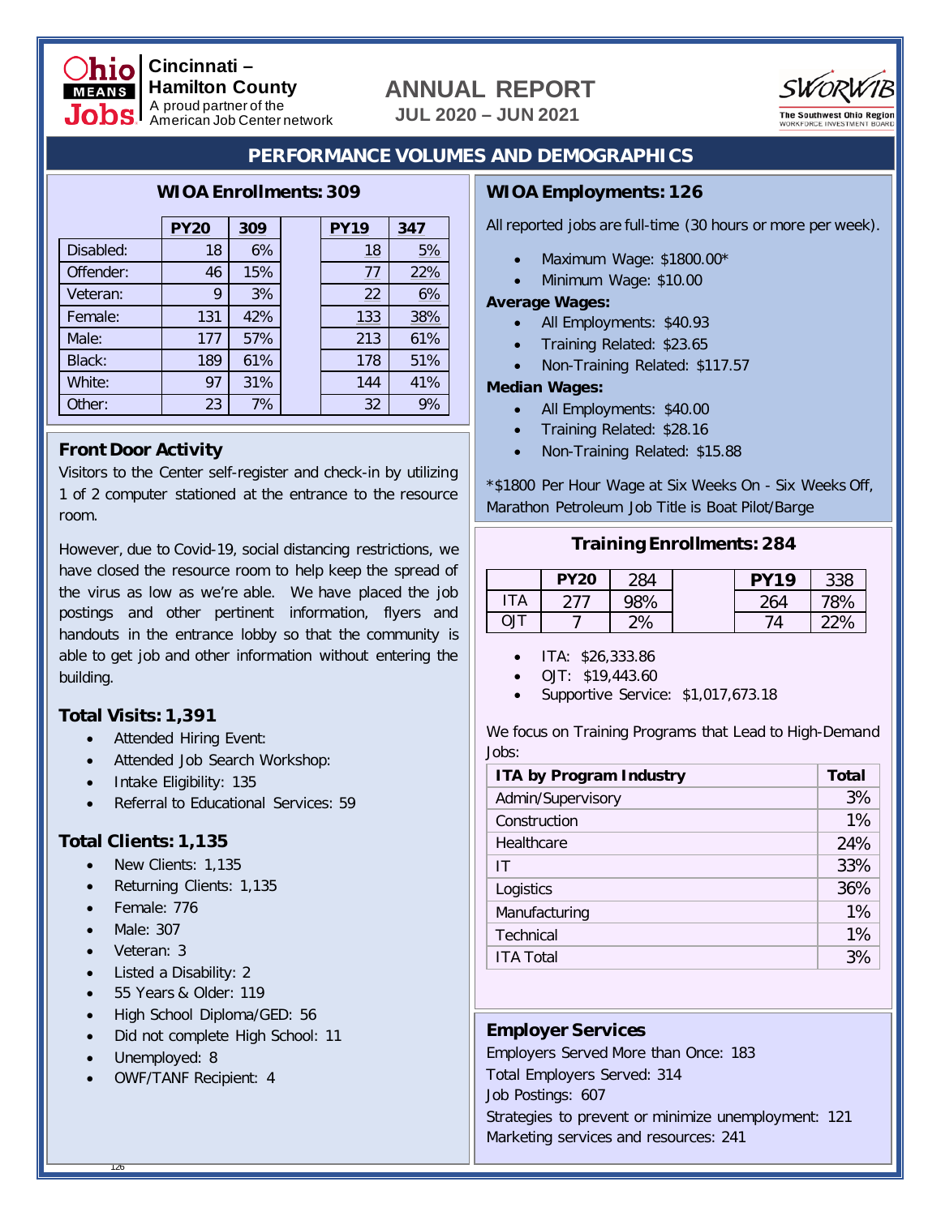**Cincinnati – Hamilton County**
A proud partner of the American Job Center network

# ANNUAL REPORT
**JUL 2020 – JUN 2021**

The Southwest Ohio Region Workforce Investment Board

## PERFORMANCE VOLUMES AND DEMOGRAPHICS

### WIOA Enrollments: 309

| | PY20 | 309 | | PY19 | 347 |
|---|---|---|---|---|---|
| Disabled: | 18 | 6% | | 18 | 5% |
| Offender: | 46 | 15% | | 77 | 22% |
| Veteran: | 9 | 3% | | 22 | 6% |
| Female: | 131 | 42% | | 133 | 38% |
| Male: | 177 | 57% | | 213 | 61% |
| Black: | 189 | 61% | | 178 | 51% |
| White: | 97 | 31% | | 144 | 41% |
| Other: | 23 | 7% | | 32 | 9% |

### Front Door Activity

Visitors to the Center self-register and check-in by utilizing 1 of 2 computer stationed at the entrance to the resource room.

However, due to Covid-19, social distancing restrictions, we have closed the resource room to help keep the spread of the virus as low as we're able. We have placed the job postings and other pertinent information, flyers and handouts in the entrance lobby so that the community is able to get job and other information without entering the building.

### Total Visits: 1,391

- Attended Hiring Event:
- Attended Job Search Workshop:
- Intake Eligibility: 135
- Referral to Educational Services: 59

### Total Clients: 1,135

- New Clients: 1,135
- Returning Clients: 1,135
- Female: 776
- Male: 307
- Veteran: 3
- Listed a Disability: 2
- 55 Years & Older: 119
- High School Diploma/GED: 56
- Did not complete High School: 11
- Unemployed: 8
- OWF/TANF Recipient: 4

### WIOA Employments: 126

All reported jobs are full-time (30 hours or more per week).

- Maximum Wage: $1800.00*
- Minimum Wage: $10.00

**Average Wages:**

- All Employments: $40.93
- Training Related: $23.65
- Non-Training Related: $117.57

**Median Wages:**

- All Employments: $40.00
- Training Related: $28.16
- Non-Training Related: $15.88

*$1800 Per Hour Wage at Six Weeks On - Six Weeks Off, Marathon Petroleum Job Title is Boat Pilot/Barge

### Training Enrollments: 284

| | PY20 | 284 | | PY19 | 338 |
|---|---|---|---|---|---|
| ITA | 277 | 98% | | 264 | 78% |
| OJT | 7 | 2% | | 74 | 22% |

- ITA: $26,333.86
- OJT: $19,443.60
- Supportive Service: $1,017,673.18

We focus on Training Programs that Lead to High-Demand Jobs:

| ITA by Program Industry | Total |
|---|---|
| Admin/Supervisory | 3% |
| Construction | 1% |
| Healthcare | 24% |
| IT | 33% |
| Logistics | 36% |
| Manufacturing | 1% |
| Technical | 1% |
| ITA Total | 3% |

### Employer Services

Employers Served More than Once: 183
Total Employers Served: 314
Job Postings: 607
Strategies to prevent or minimize unemployment: 121
Marketing services and resources: 241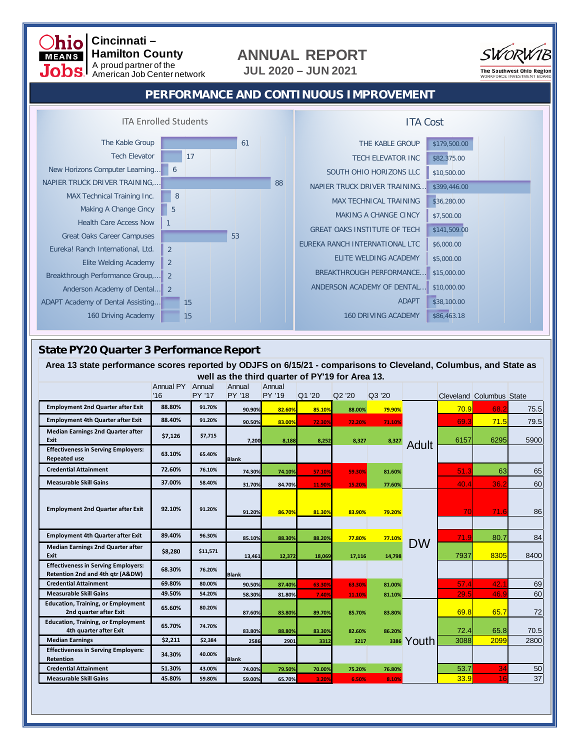Ohio MEANS Jobs | **Cincinnati – Hamilton County** A proud partner of the American Job Center network

# ANNUAL REPORT

**JUL 2020 – JUN 2021**

SWORWIB The Southwest Ohio Region Workforce Investment Board

## PERFORMANCE AND CONTINUOUS IMPROVEMENT

### ITA Enrolled Students

| Provider | Students |
|---|---|
| The Kable Group | 61 |
| Tech Elevator | 17 |
| New Horizons Computer Learning... | 6 |
| NAPIER TRUCK DRIVER TRAINING,... | 88 |
| MAX Technical Training Inc. | 8 |
| Making A Change Cincy | 5 |
| Health Care Access Now | 1 |
| Great Oaks Career Campuses | 53 |
| Eureka! Ranch International, Ltd. | 2 |
| Elite Welding Academy | 2 |
| Breakthrough Performance Group,... | 2 |
| Anderson Academy of Dental... | 2 |
| ADAPT Academy of Dental Assisting... | 15 |
| 160 Driving Academy | 15 |

### ITA Cost

| Provider | Cost |
|---|---|
| THE KABLE GROUP | $179,500.00 |
| TECH ELEVATOR INC | $82,375.00 |
| SOUTH OHIO HORIZONS LLC | $10,500.00 |
| NAPIER TRUCK DRIVER TRAINING... | $399,446.00 |
| MAX TECHNICAL TRAINING | $36,280.00 |
| MAKING A CHANGE CINCY | $7,500.00 |
| GREAT OAKS INSTITUTE OF TECH | $141,509.00 |
| EUREKA RANCH INTERNATIONAL LTC | $6,000.00 |
| ELITE WELDING ACADEMY | $5,000.00 |
| BREAKTHROUGH PERFORMANCE... | $15,000.00 |
| ANDERSON ACADEMY OF DENTAL... | $10,000.00 |
| ADAPT | $38,100.00 |
| 160 DRIVING ACADEMY | $86,463.18 |

## State PY20 Quarter 3 Performance Report

**Area 13 state performance scores reported by ODJFS on 6/15/21 - comparisons to Cleveland, Columbus, and State as well as the third quarter of PY'19 for Area 13.**

| | Annual PY '16 | Annual PY '17 | Annual PY '18 | Annual PY '19 | Q1 '20 | Q2 '20 | Q3 '20 | | Cleveland | Columbus | State |
|---|---|---|---|---|---|---|---|---|---|---|---|
| **Employment 2nd Quarter after Exit** | 88.80% | 91.70% | 90.90% | 82.60% | 85.10% | 88.00% | 79.90% | Adult | 70.9 | 68.2 | 75.5 |
| **Employment 4th Quarter after Exit** | 88.40% | 91.20% | 90.50% | 83.00% | 72.30% | 72.20% | 71.10% | Adult | 69.3 | 71.5 | 79.5 |
| **Median Earnings 2nd Quarter after Exit** | $7,126 | $7,715 | 7,200 | 8,188 | 8,252 | 8,327 | 8,327 | Adult | 6157 | 6295 | 5900 |
| **Effectiveness in Serving Employers: Repeated use** | 63.10% | 65.40% | Blank | | | | | Adult | | | |
| **Credential Attainment** | 72.60% | 76.10% | 74.30% | 74.10% | 57.10% | 59.30% | 81.60% | Adult | 51.3 | 63 | 65 |
| **Measurable Skill Gains** | 37.00% | 58.40% | 31.70% | 84.70% | 11.90% | 15.20% | 77.60% | Adult | 40.4 | 36.2 | 60 |
| **Employment 2nd Quarter after Exit** | 92.10% | 91.20% | 91.20% | 86.70% | 81.30% | 83.90% | 79.20% | DW | 70 | 71.6 | 86 |
| **Employment 4th Quarter after Exit** | 89.40% | 96.30% | 85.10% | 88.30% | 88.20% | 77.80% | 77.10% | DW | 71.9 | 80.7 | 84 |
| **Median Earnings 2nd Quarter after Exit** | $8,280 | $11,571 | 13,461 | 12,372 | 18,069 | 17,116 | 14,798 | DW | 7937 | 8305 | 8400 |
| **Effectiveness in Serving Employers: Retention 2nd and 4th qtr (A&DW)** | 68.30% | 76.20% | Blank | | | | | DW | | | |
| **Credential Attainment** | 69.80% | 80.00% | 90.50% | 87.40% | 63.30% | 63.30% | 81.00% | DW | 57.4 | 42.1 | 69 |
| **Measurable Skill Gains** | 49.50% | 54.20% | 58.30% | 81.80% | 7.40% | 11.10% | 81.10% | DW | 29.5 | 46.9 | 60 |
| **Education, Training, or Employment 2nd quarter after Exit** | 65.60% | 80.20% | 87.60% | 83.80% | 89.70% | 85.70% | 83.80% | Youth | 69.8 | 65.7 | 72 |
| **Education, Training, or Employment 4th quarter after Exit** | 65.70% | 74.70% | 83.80% | 88.80% | 83.30% | 82.60% | 86.20% | Youth | 72.4 | 65.8 | 70.5 |
| **Median Earnings** | $2,211 | $2,384 | 2586 | 2901 | 3312 | 3217 | 3386 | Youth | 3088 | 2099 | 2800 |
| **Effectiveness in Serving Employers: Retention** | 34.30% | 40.00% | Blank | | | | | Youth | | | |
| **Credential Attainment** | 51.30% | 43.00% | 74.00% | 79.50% | 70.00% | 75.20% | 76.80% | Youth | 53.7 | 34 | 50 |
| **Measurable Skill Gains** | 45.80% | 59.80% | 59.00% | 65.70% | 3.20% | 6.50% | 8.10% | Youth | 33.9 | 16 | 37 |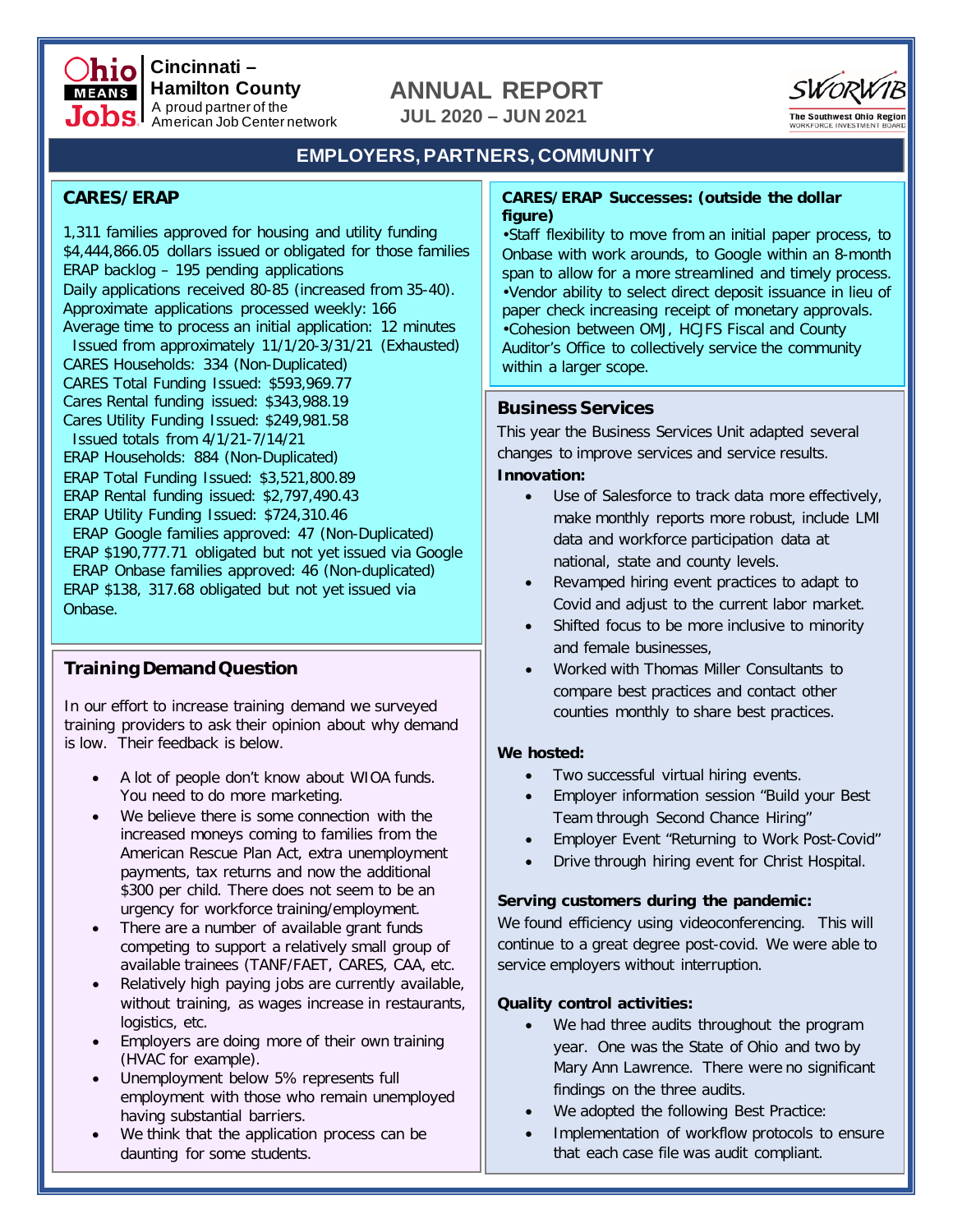Ohio MEANS Jobs Cincinnati – Hamilton County
A proud partner of the American Job Center network

# ANNUAL REPORT

**JUL 2020 – JUN 2021**

SWORWIB The Southwest Ohio Region Workforce Investment Board

## EMPLOYERS, PARTNERS, COMMUNITY

### CARES/ERAP

1,311 families approved for housing and utility funding
$4,444,866.05 dollars issued or obligated for those families
ERAP backlog – 195 pending applications
Daily applications received 80-85 (increased from 35-40).
Approximate applications processed weekly: 166
Average time to process an initial application: 12 minutes
Issued from approximately 11/1/20-3/31/21 (Exhausted)
CARES Households: 334 (Non-Duplicated)
CARES Total Funding Issued: $593,969.77
Cares Rental funding issued: $343,988.19
Cares Utility Funding Issued: $249,981.58
Issued totals from 4/1/21-7/14/21
ERAP Households: 884 (Non-Duplicated)
ERAP Total Funding Issued: $3,521,800.89
ERAP Rental funding issued: $2,797,490.43
ERAP Utility Funding Issued: $724,310.46
ERAP Google families approved: 47 (Non-Duplicated)
ERAP $190,777.71 obligated but not yet issued via Google
ERAP Onbase families approved: 46 (Non-duplicated)
ERAP $138, 317.68 obligated but not yet issued via Onbase.

### Training Demand Question

In our effort to increase training demand we surveyed training providers to ask their opinion about why demand is low. Their feedback is below.

- A lot of people don't know about WIOA funds. You need to do more marketing.
- We believe there is some connection with the increased moneys coming to families from the American Rescue Plan Act, extra unemployment payments, tax returns and now the additional $300 per child. There does not seem to be an urgency for workforce training/employment.
- There are a number of available grant funds competing to support a relatively small group of available trainees (TANF/FAET, CARES, CAA, etc.
- Relatively high paying jobs are currently available, without training, as wages increase in restaurants, logistics, etc.
- Employers are doing more of their own training (HVAC for example).
- Unemployment below 5% represents full employment with those who remain unemployed having substantial barriers.
- We think that the application process can be daunting for some students.

### CARES/ERAP Successes: (outside the dollar figure)

•Staff flexibility to move from an initial paper process, to Onbase with work arounds, to Google within an 8-month span to allow for a more streamlined and timely process.
•Vendor ability to select direct deposit issuance in lieu of paper check increasing receipt of monetary approvals.
•Cohesion between OMJ, HCJFS Fiscal and County Auditor's Office to collectively service the community within a larger scope.

### Business Services

This year the Business Services Unit adapted several changes to improve services and service results.

**Innovation:**

- Use of Salesforce to track data more effectively, make monthly reports more robust, include LMI data and workforce participation data at national, state and county levels.
- Revamped hiring event practices to adapt to Covid and adjust to the current labor market.
- Shifted focus to be more inclusive to minority and female businesses,
- Worked with Thomas Miller Consultants to compare best practices and contact other counties monthly to share best practices.

**We hosted:**

- Two successful virtual hiring events.
- Employer information session "Build your Best Team through Second Chance Hiring"
- Employer Event "Returning to Work Post-Covid"
- Drive through hiring event for Christ Hospital.

**Serving customers during the pandemic:**

We found efficiency using videoconferencing. This will continue to a great degree post-covid. We were able to service employers without interruption.

**Quality control activities:**

- We had three audits throughout the program year. One was the State of Ohio and two by Mary Ann Lawrence. There were no significant findings on the three audits.
- We adopted the following Best Practice:
- Implementation of workflow protocols to ensure that each case file was audit compliant.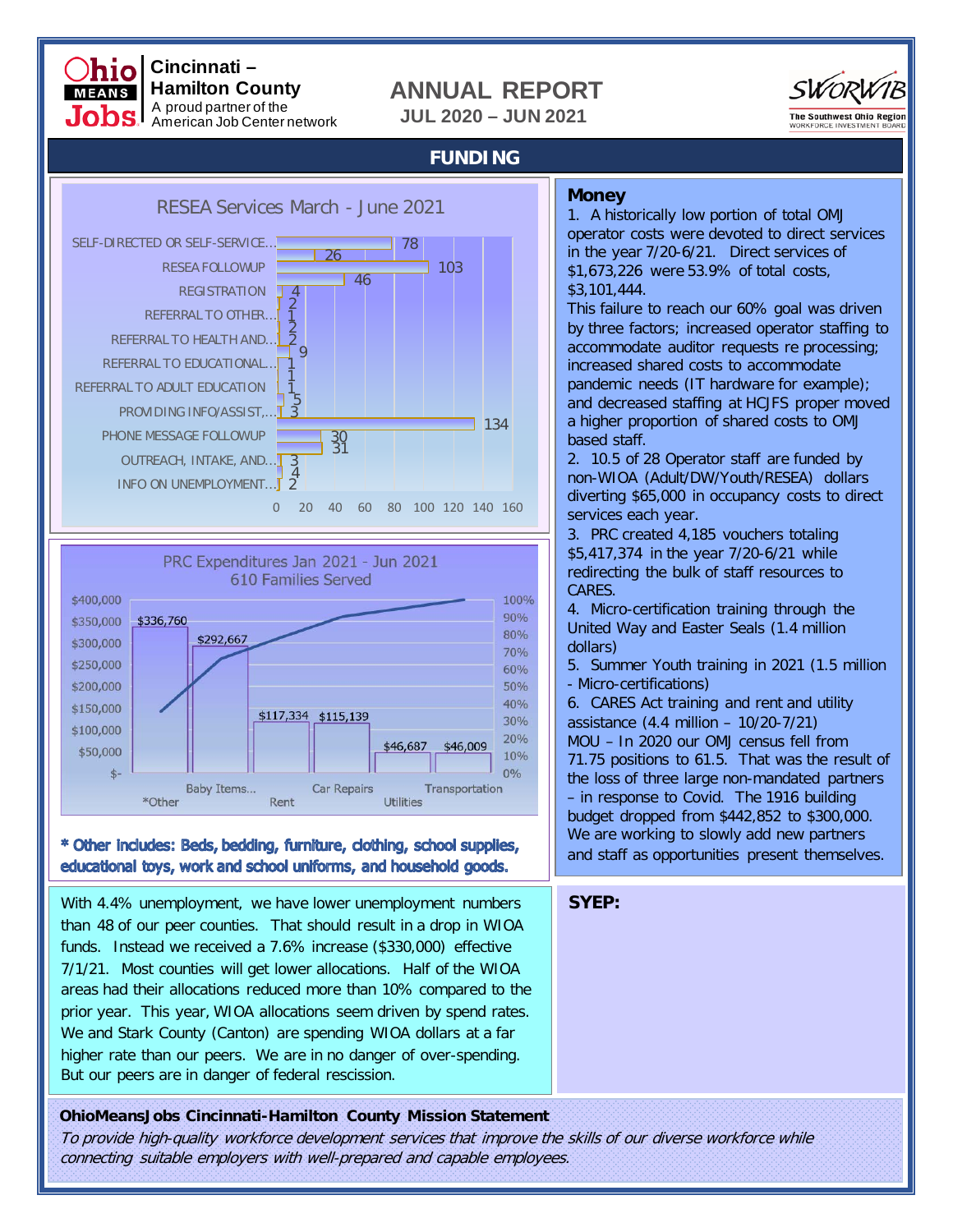Cincinnati – Hamilton County
A proud partner of the American Job Center network

# ANNUAL REPORT
## JUL 2020 – JUN 2021

## FUNDING

RESEA Services March - June 2021

SELF-DIRECTED OR SELF-SERVICE... 78, 26
RESEA FOLLOWUP 103, 46
REGISTRATION 4, 2
REFERRAL TO OTHER... 1, 2
REFERRAL TO HEALTH AND... 2, 9
REFERRAL TO EDUCATIONAL... 1, 1
REFERRAL TO ADULT EDUCATION 1, 5
PROVIDING INFO/ASSIST,... 3, 134
PHONE MESSAGE FOLLOWUP 30, 31
OUTREACH, INTAKE, AND... 3, 4
INFO ON UNEMPLOYMENT... 2

0 20 40 60 80 100 120 140 160

PRC Expenditures Jan 2021 - Jun 2021
610 Families Served

$336,760 $292,667 $117,334 $115,139 $46,687 $46,009

$400,000 $350,000 $300,000 $250,000 $200,000 $150,000 $100,000 $50,000 $-

100% 90% 80% 70% 60% 50% 40% 30% 20% 10% 0%

*Other, Baby Items..., Rent, Car Repairs, Utilities, Transportation

**\* Other includes: Beds, bedding, furniture, clothing, school supplies, educational toys, work and school uniforms, and household goods.**

With 4.4% unemployment, we have lower unemployment numbers than 48 of our peer counties. That should result in a drop in WIOA funds. Instead we received a 7.6% increase ($330,000) effective 7/1/21. Most counties will get lower allocations. Half of the WIOA areas had their allocations reduced more than 10% compared to the prior year. This year, WIOA allocations seem driven by spend rates. We and Stark County (Canton) are spending WIOA dollars at a far higher rate than our peers. We are in no danger of over-spending. But our peers are in danger of federal rescission.

**Money**

1. A historically low portion of total OMJ operator costs were devoted to direct services in the year 7/20-6/21. Direct services of $1,673,226 were 53.9% of total costs, $3,101,444.
This failure to reach our 60% goal was driven by three factors; increased operator staffing to accommodate auditor requests re processing; increased shared costs to accommodate pandemic needs (IT hardware for example); and decreased staffing at HCJFS proper moved a higher proportion of shared costs to OMJ based staff.
2. 10.5 of 28 Operator staff are funded by non-WIOA (Adult/DW/Youth/RESEA) dollars diverting $65,000 in occupancy costs to direct services each year.
3. PRC created 4,185 vouchers totaling $5,417,374 in the year 7/20-6/21 while redirecting the bulk of staff resources to CARES.
4. Micro-certification training through the United Way and Easter Seals (1.4 million dollars)
5. Summer Youth training in 2021 (1.5 million - Micro-certifications)
6. CARES Act training and rent and utility assistance (4.4 million – 10/20-7/21)

MOU – In 2020 our OMJ census fell from 71.75 positions to 61.5. That was the result of the loss of three large non-mandated partners – in response to Covid. The 1916 building budget dropped from $442,852 to $300,000. We are working to slowly add new partners and staff as opportunities present themselves.

**SYEP:**

**OhioMeansJobs Cincinnati-Hamilton County Mission Statement**

*To provide high-quality workforce development services that improve the skills of our diverse workforce while connecting suitable employers with well-prepared and capable employees.*